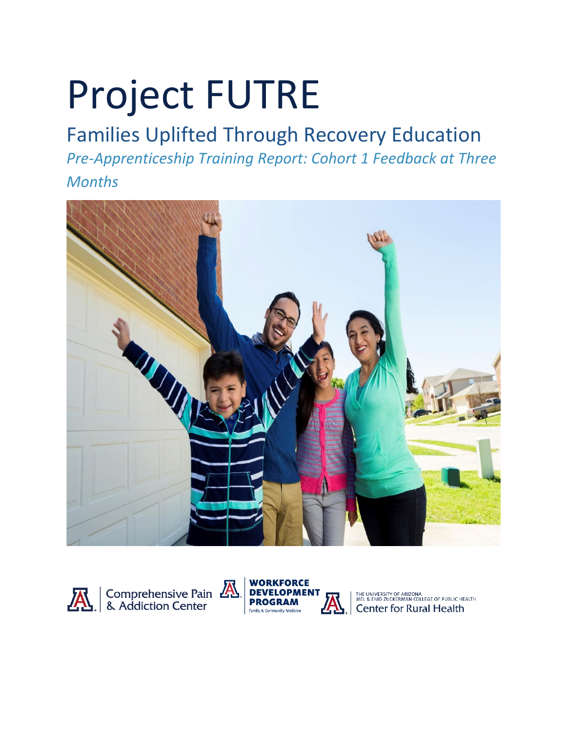# Project FUTRE

## Families Uplifted Through Recovery Education

*Pre-Apprenticeship Training Report: Cohort 1 Feedback at Three Months*

Comprehensive Pain & Addiction Center

WORKFORCE DEVELOPMENT PROGRAM
Family & Community Medicine

THE UNIVERSITY OF ARIZONA
MEL & ENID ZUCKERMAN COLLEGE OF PUBLIC HEALTH
Center for Rural Health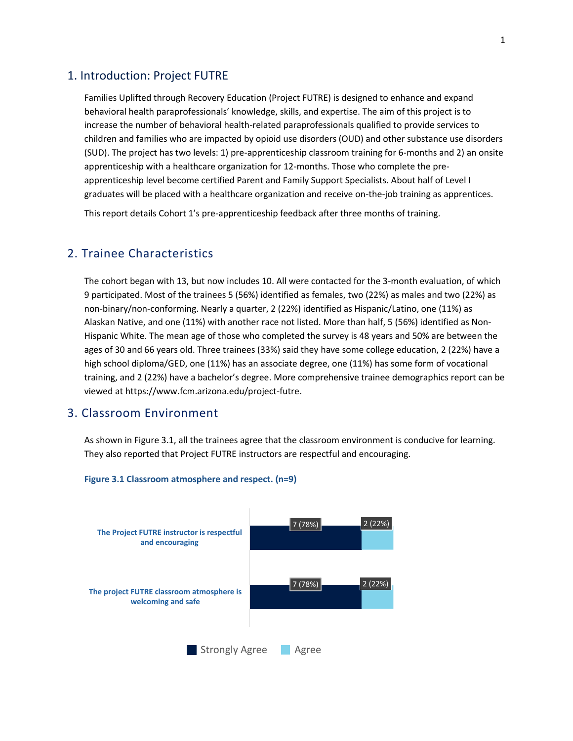## 1. Introduction: Project FUTRE

Families Uplifted through Recovery Education (Project FUTRE) is designed to enhance and expand behavioral health paraprofessionals' knowledge, skills, and expertise. The aim of this project is to increase the number of behavioral health-related paraprofessionals qualified to provide services to children and families who are impacted by opioid use disorders (OUD) and other substance use disorders (SUD). The project has two levels: 1) pre-apprenticeship classroom training for 6-months and 2) an onsite apprenticeship with a healthcare organization for 12-months. Those who complete the pre-apprenticeship level become certified Parent and Family Support Specialists. About half of Level I graduates will be placed with a healthcare organization and receive on-the-job training as apprentices.

This report details Cohort 1's pre-apprenticeship feedback after three months of training.

## 2. Trainee Characteristics

The cohort began with 13, but now includes 10. All were contacted for the 3-month evaluation, of which 9 participated. Most of the trainees 5 (56%) identified as females, two (22%) as males and two (22%) as non-binary/non-conforming. Nearly a quarter, 2 (22%) identified as Hispanic/Latino, one (11%) as Alaskan Native, and one (11%) with another race not listed. More than half, 5 (56%) identified as Non-Hispanic White. The mean age of those who completed the survey is 48 years and 50% are between the ages of 30 and 66 years old. Three trainees (33%) said they have some college education, 2 (22%) have a high school diploma/GED, one (11%) has an associate degree, one (11%) has some form of vocational training, and 2 (22%) have a bachelor's degree. More comprehensive trainee demographics report can be viewed at https://www.fcm.arizona.edu/project-futre.

## 3. Classroom Environment

As shown in Figure 3.1, all the trainees agree that the classroom environment is conducive for learning. They also reported that Project FUTRE instructors are respectful and encouraging.

**Figure 3.1 Classroom atmosphere and respect. (n=9)**

| | Strongly Agree | Agree |
|---|---|---|
| The Project FUTRE instructor is respectful and encouraging | 7 (78%) | 2 (22%) |
| The project FUTRE classroom atmosphere is welcoming and safe | 7 (78%) | 2 (22%) |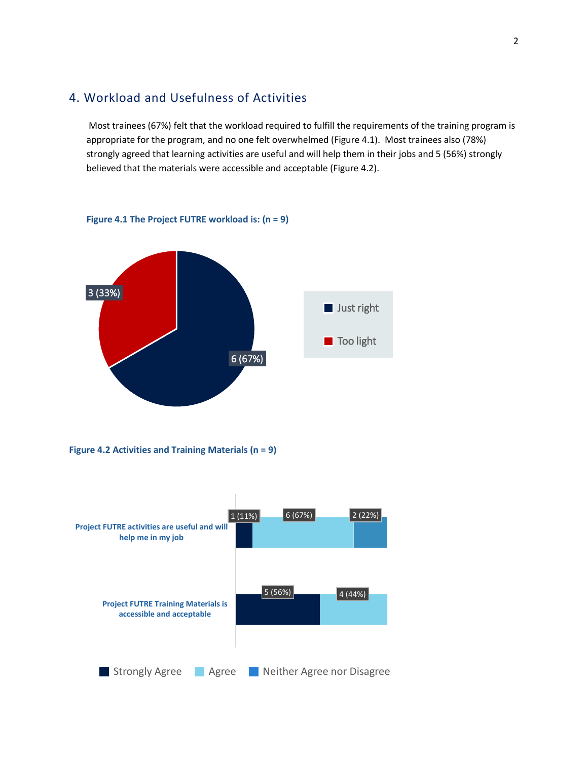## 4. Workload and Usefulness of Activities

Most trainees (67%) felt that the workload required to fulfill the requirements of the training program is appropriate for the program, and no one felt overwhelmed (Figure 4.1). Most trainees also (78%) strongly agreed that learning activities are useful and will help them in their jobs and 5 (56%) strongly believed that the materials were accessible and acceptable (Figure 4.2).

**Figure 4.1 The Project FUTRE workload is: (n = 9)**

| Response | Count (%) |
| --- | --- |
| Just right | 6 (67%) |
| Too light | 3 (33%) |

**Figure 4.2 Activities and Training Materials (n = 9)**

| Item | Strongly Agree | Agree | Neither Agree nor Disagree |
| --- | --- | --- | --- |
| Project FUTRE activities are useful and will help me in my job | 1 (11%) | 6 (67%) | 2 (22%) |
| Project FUTRE Training Materials is accessible and acceptable | 5 (56%) | 4 (44%) | |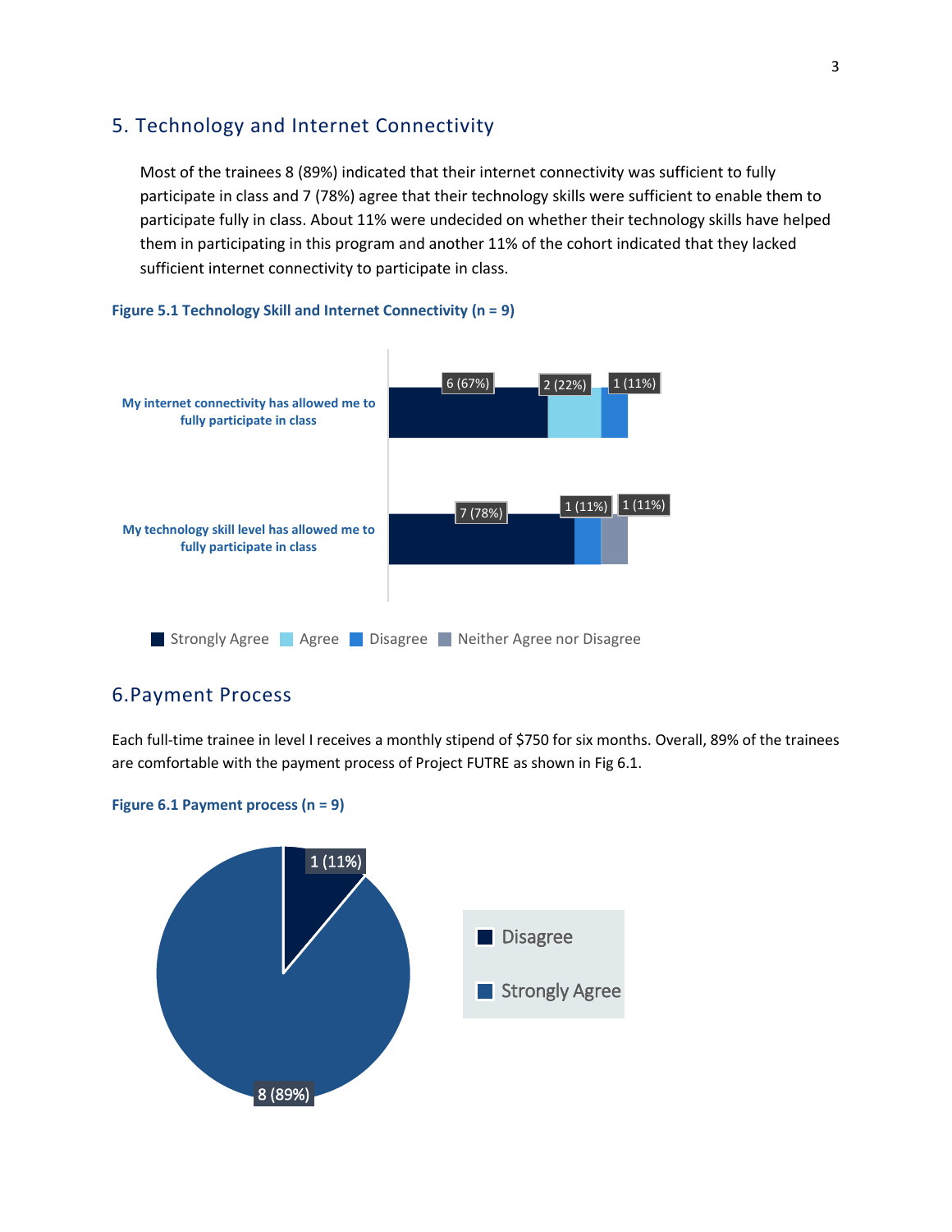## 5. Technology and Internet Connectivity

Most of the trainees 8 (89%) indicated that their internet connectivity was sufficient to fully participate in class and 7 (78%) agree that their technology skills were sufficient to enable them to participate fully in class. About 11% were undecided on whether their technology skills have helped them in participating in this program and another 11% of the cohort indicated that they lacked sufficient internet connectivity to participate in class.

**Figure 5.1 Technology Skill and Internet Connectivity (n = 9)**

| | Strongly Agree | Agree | Disagree | Neither Agree nor Disagree |
|---|---|---|---|---|
| My internet connectivity has allowed me to fully participate in class | 6 (67%) | 2 (22%) | 1 (11%) | |
| My technology skill level has allowed me to fully participate in class | 7 (78%) | | 1 (11%) | 1 (11%) |

## 6. Payment Process

Each full-time trainee in level I receives a monthly stipend of $750 for six months. Overall, 89% of the trainees are comfortable with the payment process of Project FUTRE as shown in Fig 6.1.

**Figure 6.1 Payment process (n = 9)**

| Response | Count (%) |
|---|---|
| Disagree | 1 (11%) |
| Strongly Agree | 8 (89%) |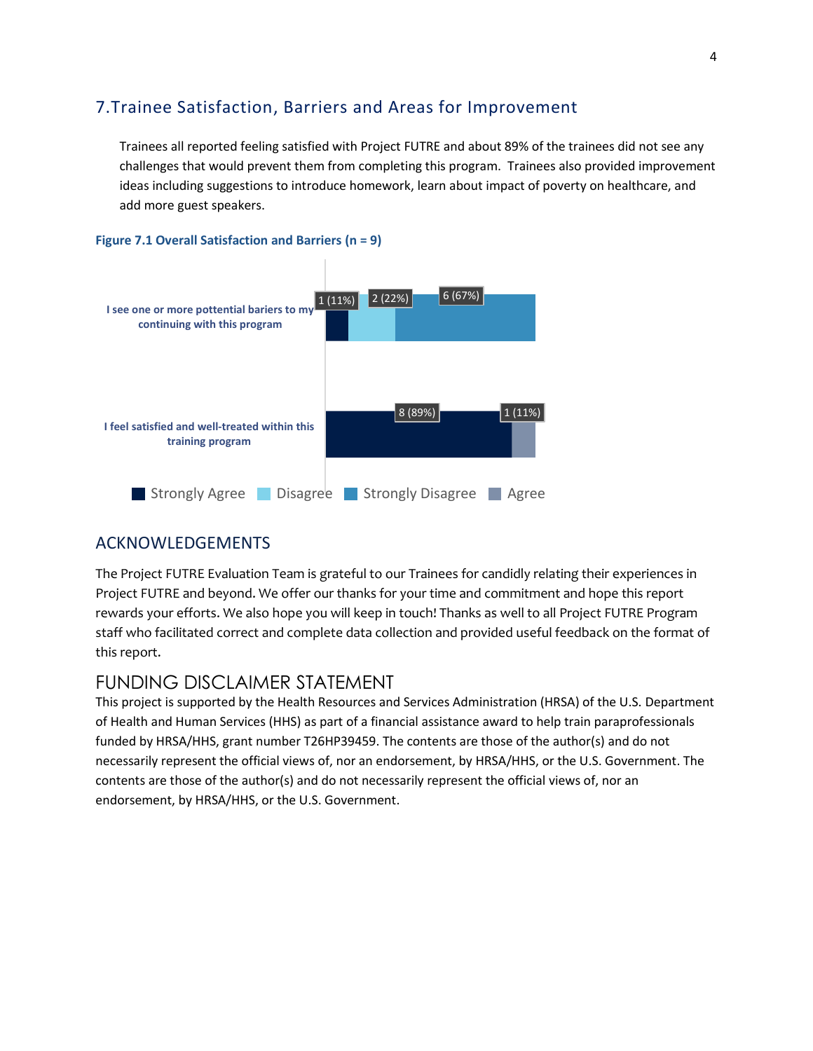## 7.Trainee Satisfaction, Barriers and Areas for Improvement

Trainees all reported feeling satisfied with Project FUTRE and about 89% of the trainees did not see any challenges that would prevent them from completing this program. Trainees also provided improvement ideas including suggestions to introduce homework, learn about impact of poverty on healthcare, and add more guest speakers.

**Figure 7.1 Overall Satisfaction and Barriers (n = 9)**

I see one or more pottential bariers to my continuing with this program

1 (11%)

2 (22%)

6 (67%)

I feel satisfied and well-treated within this training program

8 (89%)

1 (11%)

Strongly Agree

Disagree

Strongly Disagree

Agree

## ACKNOWLEDGEMENTS

The Project FUTRE Evaluation Team is grateful to our Trainees for candidly relating their experiences in Project FUTRE and beyond. We offer our thanks for your time and commitment and hope this report rewards your efforts. We also hope you will keep in touch! Thanks as well to all Project FUTRE Program staff who facilitated correct and complete data collection and provided useful feedback on the format of this report.

## FUNDING DISCLAIMER STATEMENT

This project is supported by the Health Resources and Services Administration (HRSA) of the U.S. Department of Health and Human Services (HHS) as part of a financial assistance award to help train paraprofessionals funded by HRSA/HHS, grant number T26HP39459. The contents are those of the author(s) and do not necessarily represent the official views of, nor an endorsement, by HRSA/HHS, or the U.S. Government. The contents are those of the author(s) and do not necessarily represent the official views of, nor an endorsement, by HRSA/HHS, or the U.S. Government.